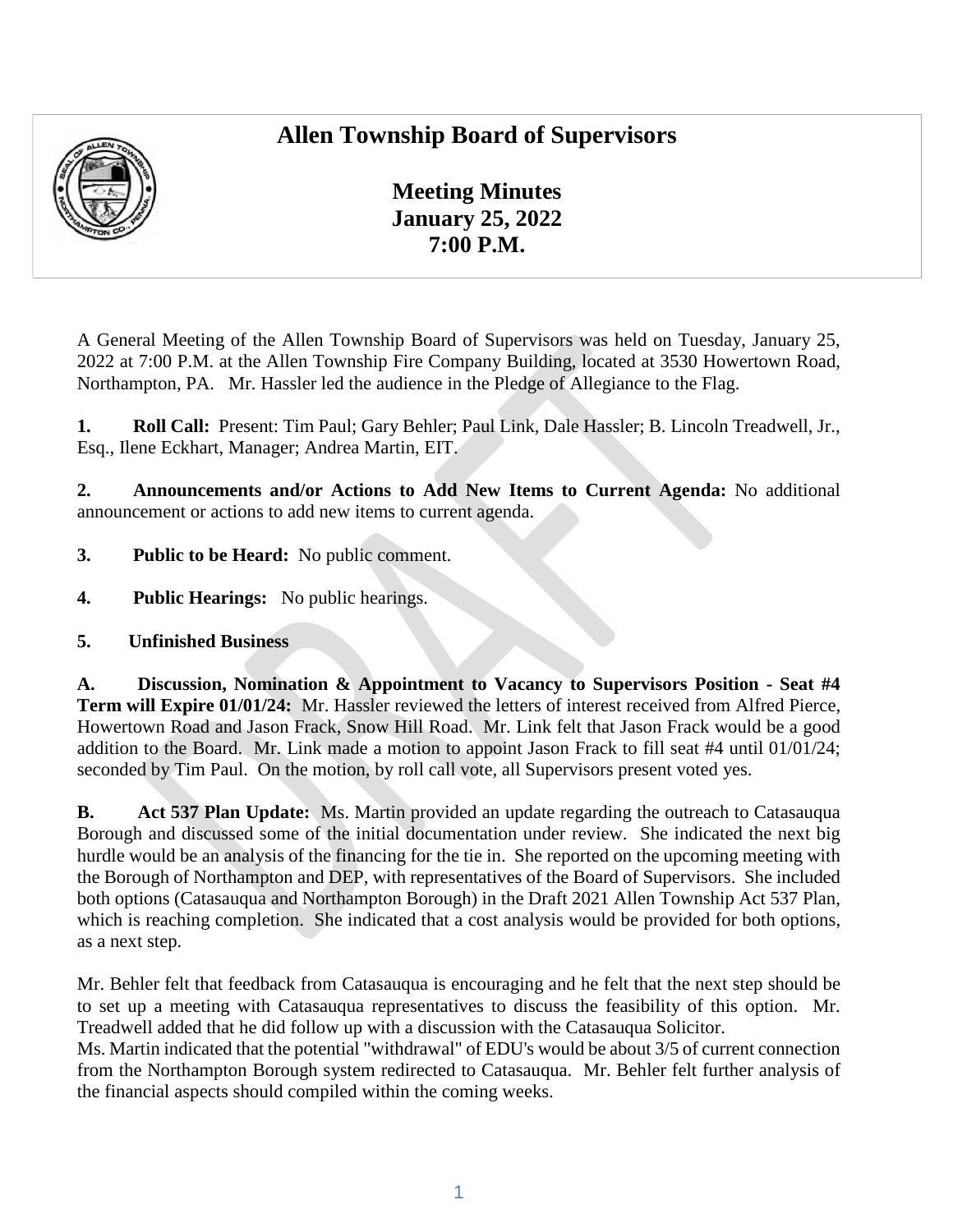# Allen Township Board of Supervisors

## Meeting Minutes
## January 25, 2022
## 7:00 P.M.

A General Meeting of the Allen Township Board of Supervisors was held on Tuesday, January 25, 2022 at 7:00 P.M. at the Allen Township Fire Company Building, located at 3530 Howertown Road, Northampton, PA. Mr. Hassler led the audience in the Pledge of Allegiance to the Flag.

**1. Roll Call:** Present: Tim Paul; Gary Behler; Paul Link, Dale Hassler; B. Lincoln Treadwell, Jr., Esq., Ilene Eckhart, Manager; Andrea Martin, EIT.

**2. Announcements and/or Actions to Add New Items to Current Agenda:** No additional announcement or actions to add new items to current agenda.

**3. Public to be Heard:** No public comment.

**4. Public Hearings:** No public hearings.

**5. Unfinished Business**

**A. Discussion, Nomination & Appointment to Vacancy to Supervisors Position - Seat #4 Term will Expire 01/01/24:** Mr. Hassler reviewed the letters of interest received from Alfred Pierce, Howertown Road and Jason Frack, Snow Hill Road. Mr. Link felt that Jason Frack would be a good addition to the Board. Mr. Link made a motion to appoint Jason Frack to fill seat #4 until 01/01/24; seconded by Tim Paul. On the motion, by roll call vote, all Supervisors present voted yes.

**B. Act 537 Plan Update:** Ms. Martin provided an update regarding the outreach to Catasauqua Borough and discussed some of the initial documentation under review. She indicated the next big hurdle would be an analysis of the financing for the tie in. She reported on the upcoming meeting with the Borough of Northampton and DEP, with representatives of the Board of Supervisors. She included both options (Catasauqua and Northampton Borough) in the Draft 2021 Allen Township Act 537 Plan, which is reaching completion. She indicated that a cost analysis would be provided for both options, as a next step.

Mr. Behler felt that feedback from Catasauqua is encouraging and he felt that the next step should be to set up a meeting with Catasauqua representatives to discuss the feasibility of this option. Mr. Treadwell added that he did follow up with a discussion with the Catasauqua Solicitor.

Ms. Martin indicated that the potential "withdrawal" of EDU's would be about 3/5 of current connection from the Northampton Borough system redirected to Catasauqua. Mr. Behler felt further analysis of the financial aspects should compiled within the coming weeks.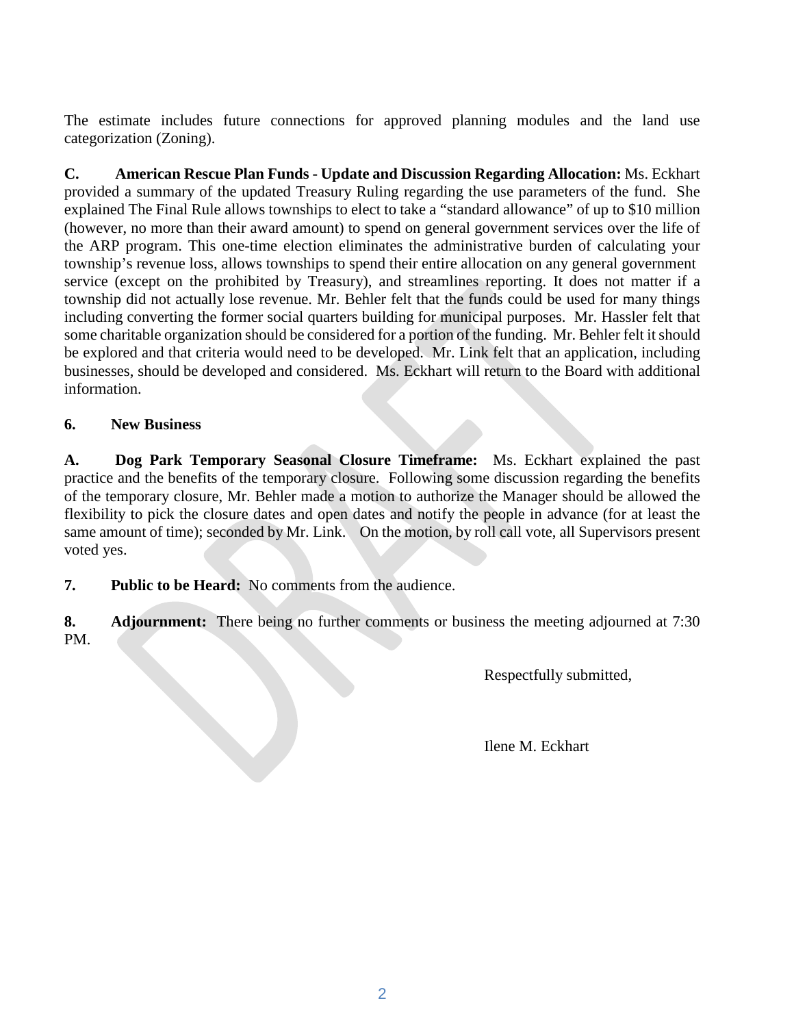The estimate includes future connections for approved planning modules and the land use categorization (Zoning).

**C. American Rescue Plan Funds - Update and Discussion Regarding Allocation:** Ms. Eckhart provided a summary of the updated Treasury Ruling regarding the use parameters of the fund. She explained The Final Rule allows townships to elect to take a "standard allowance" of up to $10 million (however, no more than their award amount) to spend on general government services over the life of the ARP program. This one-time election eliminates the administrative burden of calculating your township's revenue loss, allows townships to spend their entire allocation on any general government service (except on the prohibited by Treasury), and streamlines reporting. It does not matter if a township did not actually lose revenue. Mr. Behler felt that the funds could be used for many things including converting the former social quarters building for municipal purposes. Mr. Hassler felt that some charitable organization should be considered for a portion of the funding. Mr. Behler felt it should be explored and that criteria would need to be developed. Mr. Link felt that an application, including businesses, should be developed and considered. Ms. Eckhart will return to the Board with additional information.

**6. New Business**

**A. Dog Park Temporary Seasonal Closure Timeframe:** Ms. Eckhart explained the past practice and the benefits of the temporary closure. Following some discussion regarding the benefits of the temporary closure, Mr. Behler made a motion to authorize the Manager should be allowed the flexibility to pick the closure dates and open dates and notify the people in advance (for at least the same amount of time); seconded by Mr. Link. On the motion, by roll call vote, all Supervisors present voted yes.

**7. Public to be Heard:** No comments from the audience.

**8. Adjournment:** There being no further comments or business the meeting adjourned at 7:30 PM.

Respectfully submitted,

Ilene M. Eckhart